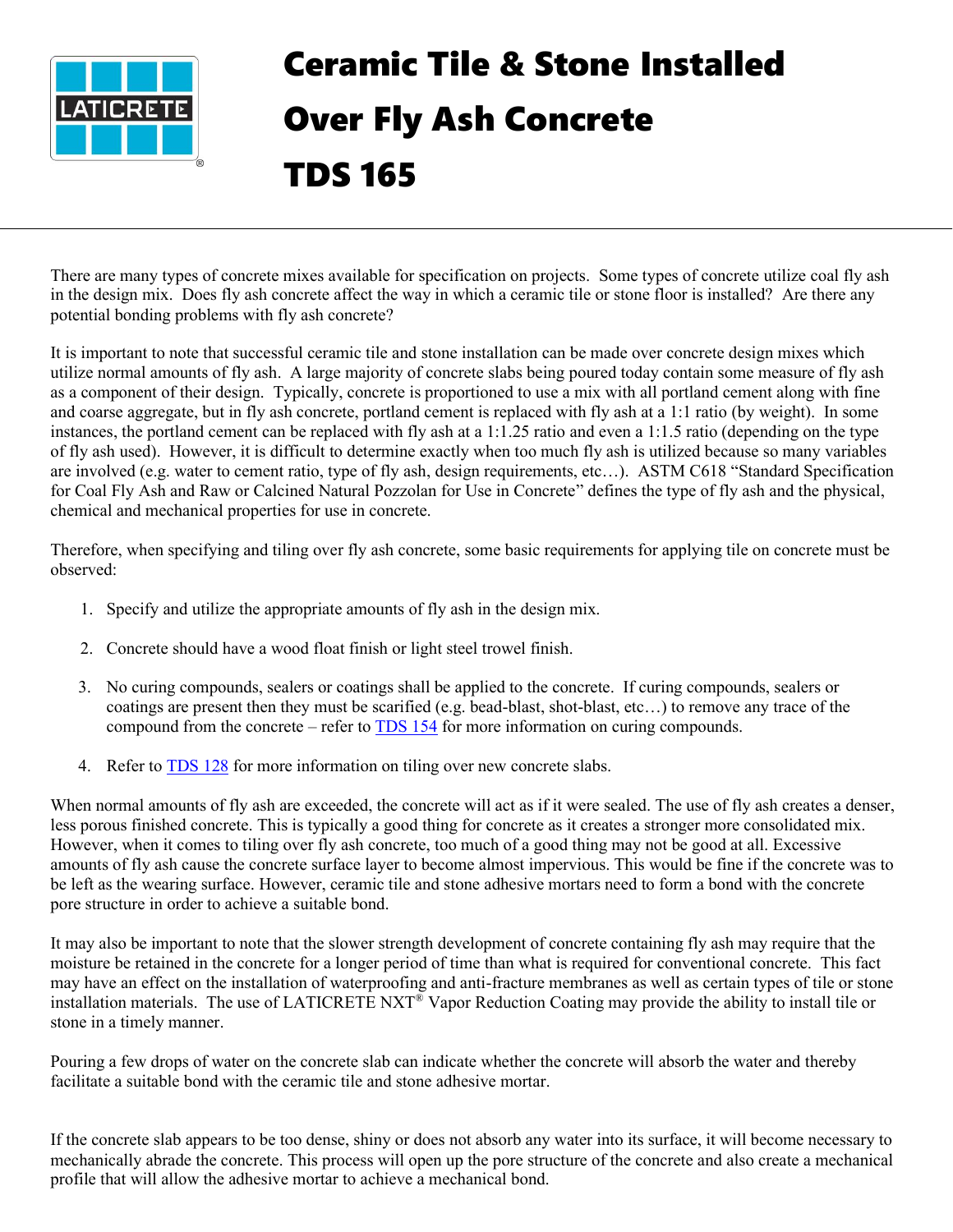# Ceramic Tile & Stone Installed Over Fly Ash Concrete

# TDS 165

There are many types of concrete mixes available for specification on projects. Some types of concrete utilize coal fly ash in the design mix. Does fly ash concrete affect the way in which a ceramic tile or stone floor is installed? Are there any potential bonding problems with fly ash concrete?

It is important to note that successful ceramic tile and stone installation can be made over concrete design mixes which utilize normal amounts of fly ash. A large majority of concrete slabs being poured today contain some measure of fly ash as a component of their design. Typically, concrete is proportioned to use a mix with all portland cement along with fine and coarse aggregate, but in fly ash concrete, portland cement is replaced with fly ash at a 1:1 ratio (by weight). In some instances, the portland cement can be replaced with fly ash at a 1:1.25 ratio and even a 1:1.5 ratio (depending on the type of fly ash used). However, it is difficult to determine exactly when too much fly ash is utilized because so many variables are involved (e.g. water to cement ratio, type of fly ash, design requirements, etc…). ASTM C618 "Standard Specification for Coal Fly Ash and Raw or Calcined Natural Pozzolan for Use in Concrete" defines the type of fly ash and the physical, chemical and mechanical properties for use in concrete.

Therefore, when specifying and tiling over fly ash concrete, some basic requirements for applying tile on concrete must be observed:

1. Specify and utilize the appropriate amounts of fly ash in the design mix.
2. Concrete should have a wood float finish or light steel trowel finish.
3. No curing compounds, sealers or coatings shall be applied to the concrete. If curing compounds, sealers or coatings are present then they must be scarified (e.g. bead-blast, shot-blast, etc…) to remove any trace of the compound from the concrete – refer to TDS 154 for more information on curing compounds.
4. Refer to TDS 128 for more information on tiling over new concrete slabs.

When normal amounts of fly ash are exceeded, the concrete will act as if it were sealed. The use of fly ash creates a denser, less porous finished concrete. This is typically a good thing for concrete as it creates a stronger more consolidated mix. However, when it comes to tiling over fly ash concrete, too much of a good thing may not be good at all. Excessive amounts of fly ash cause the concrete surface layer to become almost impervious. This would be fine if the concrete was to be left as the wearing surface. However, ceramic tile and stone adhesive mortars need to form a bond with the concrete pore structure in order to achieve a suitable bond.

It may also be important to note that the slower strength development of concrete containing fly ash may require that the moisture be retained in the concrete for a longer period of time than what is required for conventional concrete. This fact may have an effect on the installation of waterproofing and anti-fracture membranes as well as certain types of tile or stone installation materials. The use of LATICRETE NXT® Vapor Reduction Coating may provide the ability to install tile or stone in a timely manner.

Pouring a few drops of water on the concrete slab can indicate whether the concrete will absorb the water and thereby facilitate a suitable bond with the ceramic tile and stone adhesive mortar.

If the concrete slab appears to be too dense, shiny or does not absorb any water into its surface, it will become necessary to mechanically abrade the concrete. This process will open up the pore structure of the concrete and also create a mechanical profile that will allow the adhesive mortar to achieve a mechanical bond.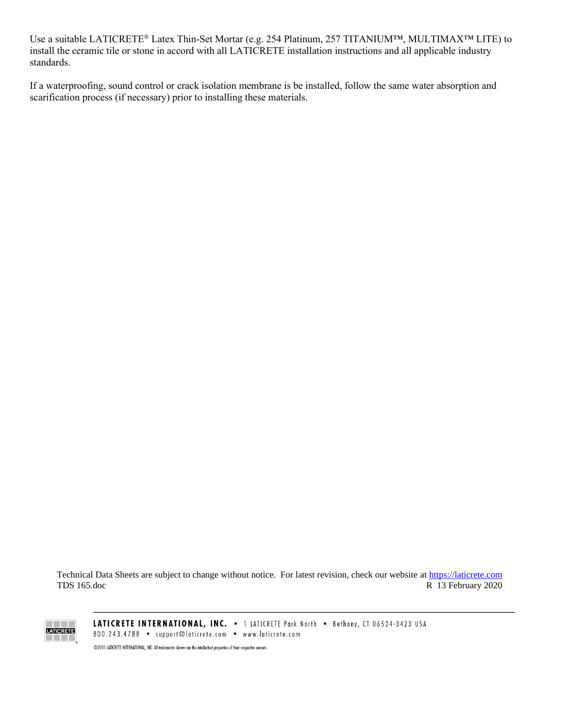Use a suitable LATICRETE® Latex Thin-Set Mortar (e.g. 254 Platinum, 257 TITANIUM™, MULTIMAX™ LITE) to install the ceramic tile or stone in accord with all LATICRETE installation instructions and all applicable industry standards.

If a waterproofing, sound control or crack isolation membrane is be installed, follow the same water absorption and scarification process (if necessary) prior to installing these materials.

Technical Data Sheets are subject to change without notice. For latest revision, check our website at https://laticrete.com

TDS 165.doc R 13 February 2020

**LATICRETE INTERNATIONAL, INC.** ▪ 1 LATICRETE Park North ▪ Bethany, CT 06524-3423 USA

800.243.4788 ▪ support@laticrete.com ▪ www.laticrete.com

©2015 LATICRETE INTERNATIONAL, INC. All trademarks shown are the intellectual properties of their respective owners.